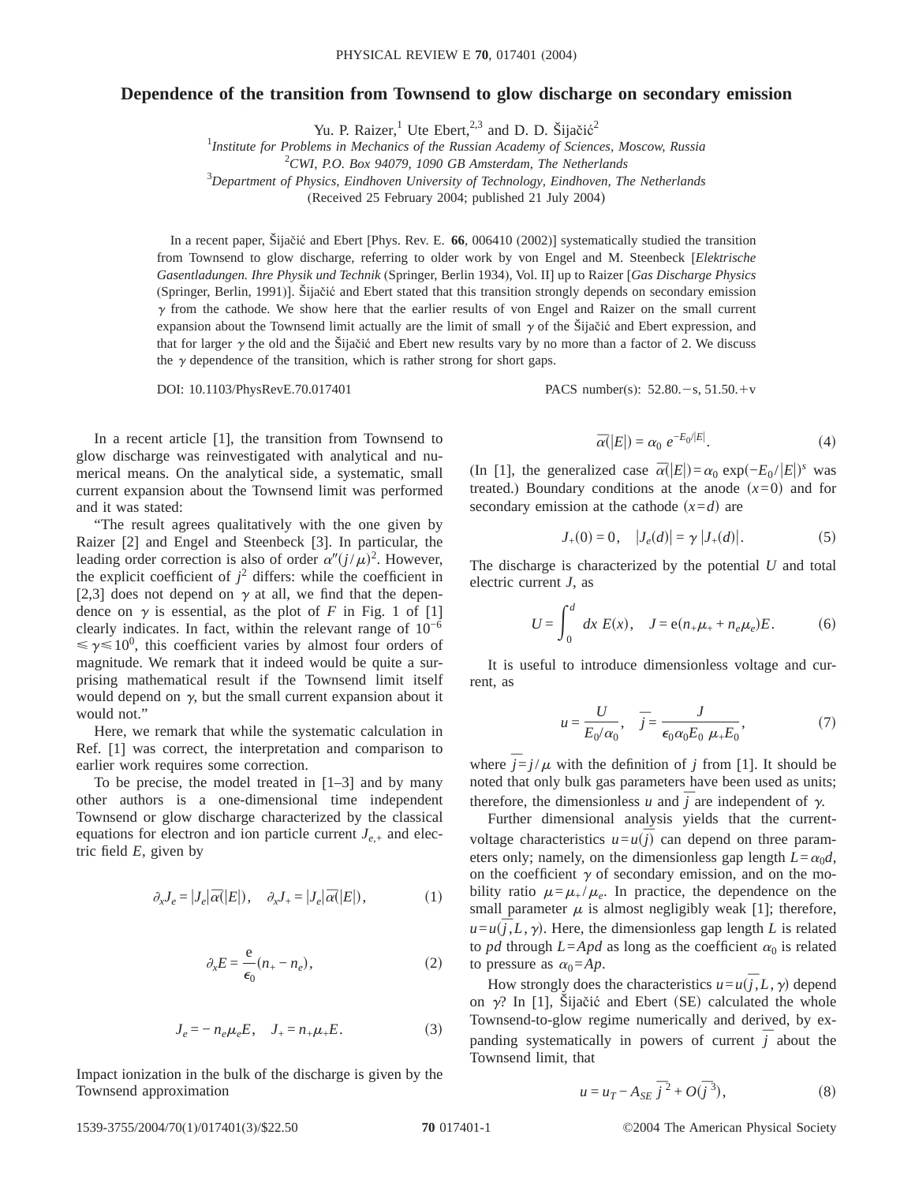# Dependence of the transition from Townsend to glow discharge on secondary emission

Yu. P. Raizer,[1] Ute Ebert,[2,3] and D. D. Šijačić[2]

[1]*Institute for Problems in Mechanics of the Russian Academy of Sciences, Moscow, Russia*
[2]*CWI, P.O. Box 94079, 1090 GB Amsterdam, The Netherlands*
[3]*Department of Physics, Eindhoven University of Technology, Eindhoven, The Netherlands*

(Received 25 February 2004; published 21 July 2004)

In a recent paper, Šijačić and Ebert [Phys. Rev. E. **66**, 006410 (2002)] systematically studied the transition from Townsend to glow discharge, referring to older work by von Engel and M. Steenbeck [*Elektrische Gasentladungen. Ihre Physik und Technik* (Springer, Berlin 1934), Vol. II] up to Raizer [*Gas Discharge Physics* (Springer, Berlin, 1991)]. Šijačić and Ebert stated that this transition strongly depends on secondary emission $\gamma$ from the cathode. We show here that the earlier results of von Engel and Raizer on the small current expansion about the Townsend limit actually are the limit of small $\gamma$ of the Šijačić and Ebert expression, and that for larger $\gamma$ the old and the Šijačić and Ebert new results vary by no more than a factor of 2. We discuss the $\gamma$ dependence of the transition, which is rather strong for short gaps.

DOI: 10.1103/PhysRevE.70.017401 PACS number(s): 52.80.−s, 51.50.+v

In a recent article [1], the transition from Townsend to glow discharge was reinvestigated with analytical and numerical means. On the analytical side, a systematic, small current expansion about the Townsend limit was performed and it was stated:

"The result agrees qualitatively with the one given by Raizer [2] and Engel and Steenbeck [3]. In particular, the leading order correction is also of order $\alpha''(j/\mu)^2$. However, the explicit coefficient of $j^2$ differs: while the coefficient in [2,3] does not depend on $\gamma$ at all, we find that the dependence on $\gamma$ is essential, as the plot of $F$ in Fig. 1 of [1] clearly indicates. In fact, within the relevant range of $10^{-6} \leqslant \gamma \leqslant 10^{0}$, this coefficient varies by almost four orders of magnitude. We remark that it indeed would be quite a surprising mathematical result if the Townsend limit itself would depend on $\gamma$, but the small current expansion about it would not."

Here, we remark that while the systematic calculation in Ref. [1] was correct, the interpretation and comparison to earlier work requires some correction.

To be precise, the model treated in [1–3] and by many other authors is a one-dimensional time independent Townsend or glow discharge characterized by the classical equations for electron and ion particle current $J_{e,+}$ and electric field $E$, given by

$$\partial_x J_e = |J_e|\overline{\alpha}(|E|), \quad \partial_x J_+ = |J_e|\overline{\alpha}(|E|), \tag{1}$$

$$\partial_x E = \frac{\mathrm{e}}{\epsilon_0}(n_+ - n_e), \tag{2}$$

$$J_e = -n_e\mu_e E, \quad J_+ = n_+\mu_+ E. \tag{3}$$

Impact ionization in the bulk of the discharge is given by the Townsend approximation

$$\overline{\alpha}(|E|) = \alpha_0\, e^{-E_0/|E|}. \tag{4}$$

(In [1], the generalized case $\overline{\alpha}(|E|) = \alpha_0 \exp(-E_0/|E|)^s$ was treated.) Boundary conditions at the anode $(x=0)$ and for secondary emission at the cathode $(x=d)$ are

$$J_+(0) = 0, \quad |J_e(d)| = \gamma\,|J_+(d)|. \tag{5}$$

The discharge is characterized by the potential $U$ and total electric current $J$, as

$$U = \int_0^d dx\, E(x), \quad J = \mathrm{e}(n_+\mu_+ + n_e\mu_e)E. \tag{6}$$

It is useful to introduce dimensionless voltage and current, as

$$u = \frac{U}{E_0/\alpha_0}, \quad \overline{j} = \frac{J}{\epsilon_0\alpha_0 E_0\ \mu_+ E_0}, \tag{7}$$

where $\overline{j} = j/\mu$ with the definition of $j$ from [1]. It should be noted that only bulk gas parameters have been used as units; therefore, the dimensionless $u$ and $\overline{j}$ are independent of $\gamma$.

Further dimensional analysis yields that the current-voltage characteristics $u = u(\overline{j})$ can depend on three parameters only; namely, on the dimensionless gap length $L = \alpha_0 d$, on the coefficient $\gamma$ of secondary emission, and on the mobility ratio $\mu = \mu_+/\mu_e$. In practice, the dependence on the small parameter $\mu$ is almost negligibly weak [1]; therefore, $u = u(\overline{j}, L, \gamma)$. Here, the dimensionless gap length $L$ is related to $pd$ through $L = Apd$ as long as the coefficient $\alpha_0$ is related to pressure as $\alpha_0 = Ap$.

How strongly does the characteristics $u = u(\overline{j}, L, \gamma)$ depend on $\gamma$? In [1], Šijačić and Ebert (SE) calculated the whole Townsend-to-glow regime numerically and derived, by expanding systematically in powers of current $\overline{j}$ about the Townsend limit, that

$$u = u_T - A_{SE}\,\overline{j}^{\,2} + O(\overline{j}^{\,3}), \tag{8}$$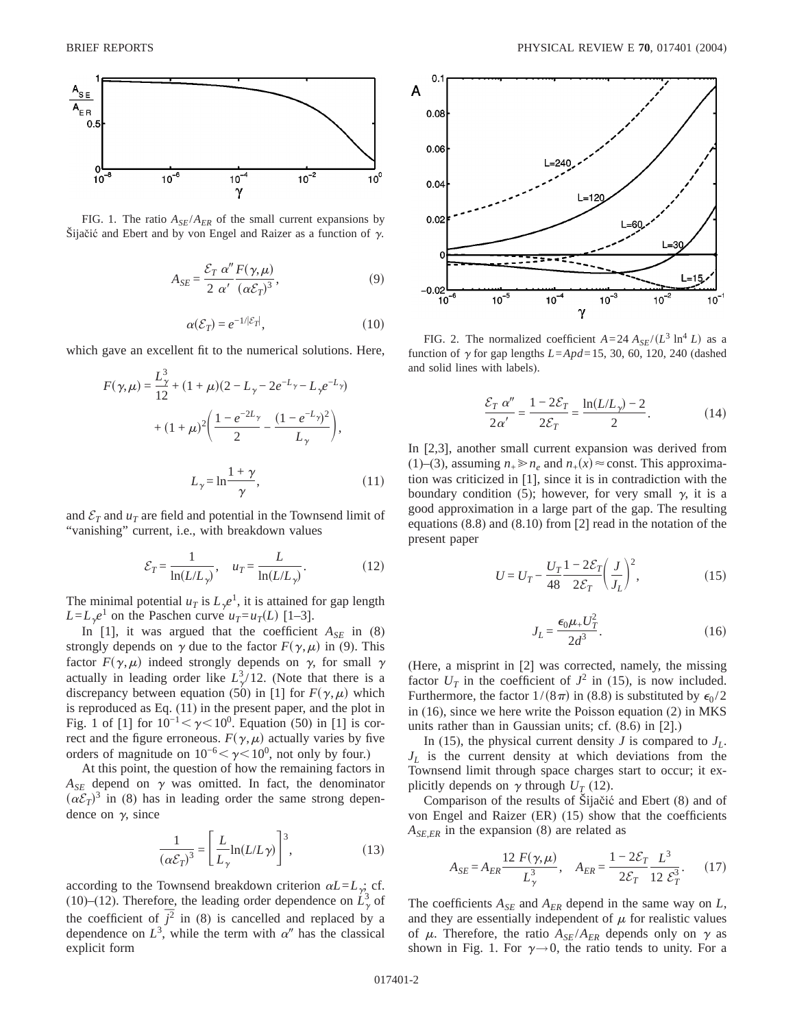FIG. 1. The ratio $A_{SE}/A_{ER}$ of the small current expansions by Šijačić and Ebert and by von Engel and Raizer as a function of $\gamma$.

$$A_{SE} = \frac{\mathcal{E}_T}{2}\frac{\alpha''}{\alpha'}\frac{F(\gamma,\mu)}{(\alpha\mathcal{E}_T)^3}, \tag{9}$$

$$\alpha(\mathcal{E}_T) = e^{-1/|\mathcal{E}_T|}, \tag{10}$$

which gave an excellent fit to the numerical solutions. Here,

$$F(\gamma,\mu) = \frac{L_\gamma^3}{12} + (1+\mu)(2 - L_\gamma - 2e^{-L_\gamma} - L_\gamma e^{-L_\gamma}) + (1+\mu)^2\left(\frac{1-e^{-2L_\gamma}}{2} - \frac{(1-e^{-L_\gamma})^2}{L_\gamma}\right),$$

$$L_\gamma = \ln\frac{1+\gamma}{\gamma}, \tag{11}$$

and $\mathcal{E}_T$ and $u_T$ are field and potential in the Townsend limit of "vanishing" current, i.e., with breakdown values

$$\mathcal{E}_T = \frac{1}{\ln(L/L_\gamma)}, \quad u_T = \frac{L}{\ln(L/L_\gamma)}. \tag{12}$$

The minimal potential $u_T$ is $L_\gamma e^1$, it is attained for gap length $L = L_\gamma e^1$ on the Paschen curve $u_T = u_T(L)$ [1–3].

In [1], it was argued that the coefficient $A_{SE}$ in (8) strongly depends on $\gamma$ due to the factor $F(\gamma,\mu)$ in (9). This factor $F(\gamma,\mu)$ indeed strongly depends on $\gamma$, for small $\gamma$ actually in leading order like $L_\gamma^3/12$. (Note that there is a discrepancy between equation (50) in [1] for $F(\gamma,\mu)$ which is reproduced as Eq. (11) in the present paper, and the plot in Fig. 1 of [1] for $10^{-1} < \gamma < 10^0$. Equation (50) in [1] is correct and the figure erroneous. $F(\gamma,\mu)$ actually varies by five orders of magnitude on $10^{-6} < \gamma < 10^0$, not only by four.)

At this point, the question of how the remaining factors in $A_{SE}$ depend on $\gamma$ was omitted. In fact, the denominator $(\alpha\mathcal{E}_T)^3$ in (8) has in leading order the same strong dependence on $\gamma$, since

$$\frac{1}{(\alpha\mathcal{E}_T)^3} = \left[\frac{L}{L_\gamma}\ln(L/L\gamma)\right]^3, \tag{13}$$

according to the Townsend breakdown criterion $\alpha L = L_\gamma$; cf. (10)–(12). Therefore, the leading order dependence on $L_\gamma^3$ of the coefficient of $\bar{j}^2$ in (8) is cancelled and replaced by a dependence on $L^3$, while the term with $\alpha''$ has the classical explicit form

FIG. 2. The normalized coefficient $A = 24\, A_{SE}/(L^3 \ln^4 L)$ as a function of $\gamma$ for gap lengths $L = Apd = 15, 30, 60, 120, 240$ (dashed and solid lines with labels).

$$\frac{\mathcal{E}_T}{2}\frac{\alpha''}{\alpha'} = \frac{1-2\mathcal{E}_T}{2\mathcal{E}_T} = \frac{\ln(L/L_\gamma) - 2}{2}. \tag{14}$$

In [2,3], another small current expansion was derived from (1)–(3), assuming $n_+ \gg n_e$ and $n_+(x) \approx \text{const}$. This approximation was criticized in [1], since it is in contradiction with the boundary condition (5); however, for very small $\gamma$, it is a good approximation in a large part of the gap. The resulting equations (8.8) and (8.10) from [2] read in the notation of the present paper

$$U = U_T - \frac{U_T}{48}\frac{1-2\mathcal{E}_T}{2\mathcal{E}_T}\left(\frac{J}{J_L}\right)^2, \tag{15}$$

$$J_L = \frac{\epsilon_0 \mu_+ U_T^2}{2d^3}. \tag{16}$$

(Here, a misprint in [2] was corrected, namely, the missing factor $U_T$ in the coefficient of $J^2$ in (15), is now included. Furthermore, the factor $1/(8\pi)$ in (8.8) is substituted by $\epsilon_0/2$ in (16), since we here write the Poisson equation (2) in MKS units rather than in Gaussian units; cf. (8.6) in [2].)

In (15), the physical current density $J$ is compared to $J_L$. $J_L$ is the current density at which deviations from the Townsend limit through space charges start to occur; it explicitly depends on $\gamma$ through $U_T$ (12).

Comparison of the results of Šijačić and Ebert (8) and of von Engel and Raizer (ER) (15) show that the coefficients $A_{SE,ER}$ in the expansion (8) are related as

$$A_{SE} = A_{ER}\frac{12\, F(\gamma,\mu)}{L_\gamma^3}, \quad A_{ER} = \frac{1-2\mathcal{E}_T}{2\mathcal{E}_T}\frac{L^3}{12\, \mathcal{E}_T^3}. \tag{17}$$

The coefficients $A_{SE}$ and $A_{ER}$ depend in the same way on $L$, and they are essentially independent of $\mu$ for realistic values of $\mu$. Therefore, the ratio $A_{SE}/A_{ER}$ depends only on $\gamma$ as shown in Fig. 1. For $\gamma \to 0$, the ratio tends to unity. For a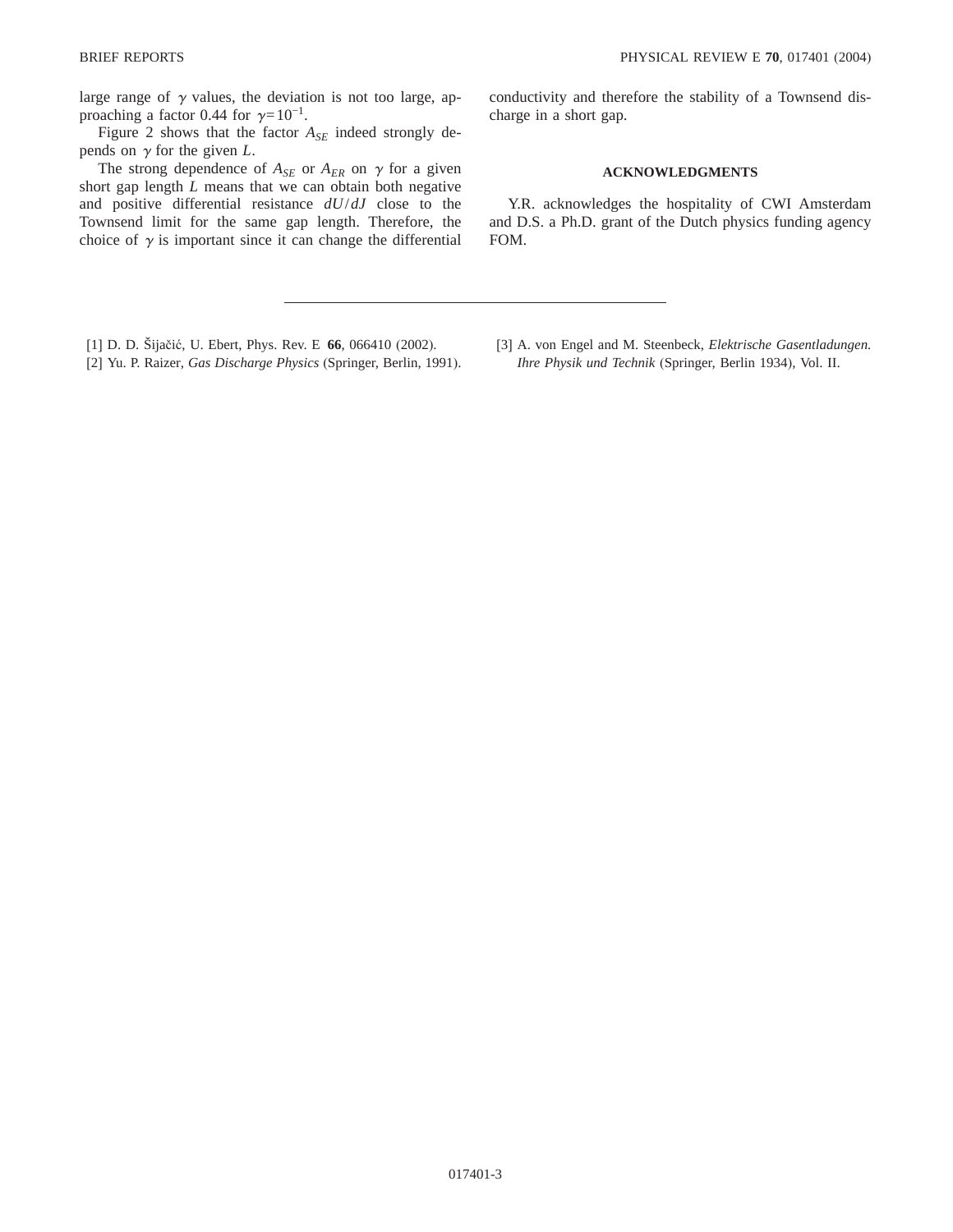large range of $\gamma$ values, the deviation is not too large, approaching a factor 0.44 for $\gamma = 10^{-1}$.

Figure 2 shows that the factor $A_{SE}$ indeed strongly depends on $\gamma$ for the given $L$.

The strong dependence of $A_{SE}$ or $A_{ER}$ on $\gamma$ for a given short gap length $L$ means that we can obtain both negative and positive differential resistance $dU/dJ$ close to the Townsend limit for the same gap length. Therefore, the choice of $\gamma$ is important since it can change the differential conductivity and therefore the stability of a Townsend discharge in a short gap.

## ACKNOWLEDGMENTS

Y.R. acknowledges the hospitality of CWI Amsterdam and D.S. a Ph.D. grant of the Dutch physics funding agency FOM.

---

[1] D. D. Šijačić, U. Ebert, Phys. Rev. E **66**, 066410 (2002).

[2] Yu. P. Raizer, *Gas Discharge Physics* (Springer, Berlin, 1991).

[3] A. von Engel and M. Steenbeck, *Elektrische Gasentladungen. Ihre Physik und Technik* (Springer, Berlin 1934), Vol. II.